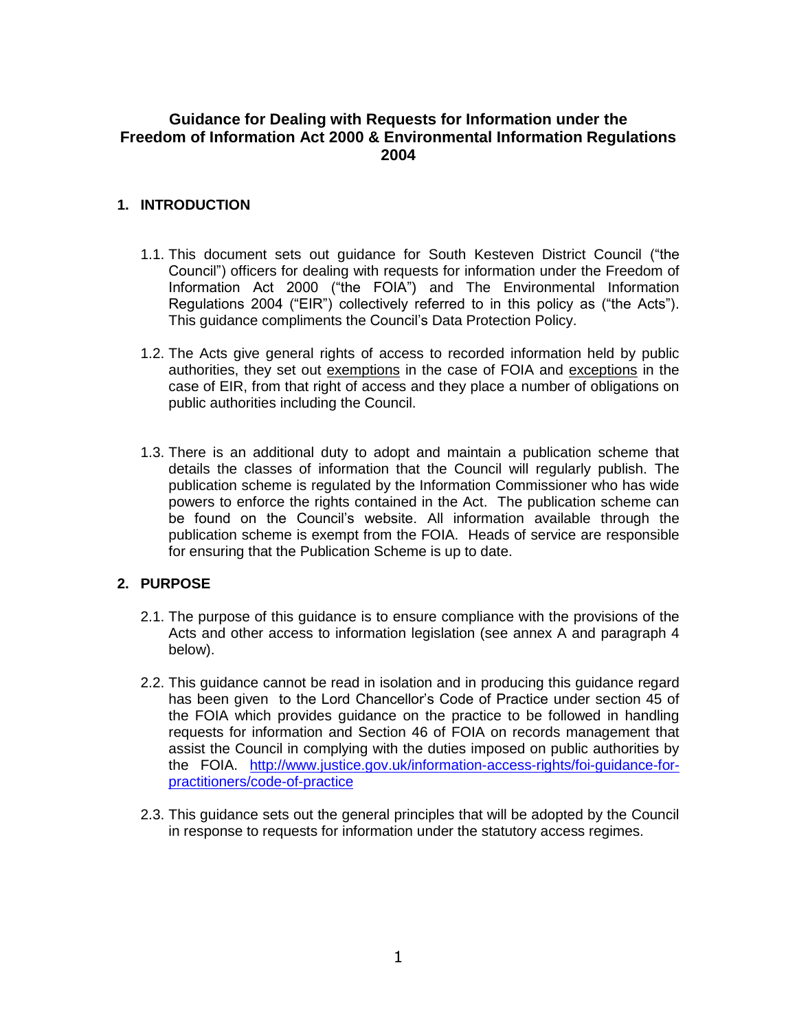# Guidance for Dealing with Requests for Information under the Freedom of Information Act 2000 & Environmental Information Regulations 2004

## 1. INTRODUCTION

1.1. This document sets out guidance for South Kesteven District Council ("the Council") officers for dealing with requests for information under the Freedom of Information Act 2000 ("the FOIA") and The Environmental Information Regulations 2004 ("EIR") collectively referred to in this policy as ("the Acts"). This guidance compliments the Council's Data Protection Policy.

1.2. The Acts give general rights of access to recorded information held by public authorities, they set out exemptions in the case of FOIA and exceptions in the case of EIR, from that right of access and they place a number of obligations on public authorities including the Council.

1.3. There is an additional duty to adopt and maintain a publication scheme that details the classes of information that the Council will regularly publish. The publication scheme is regulated by the Information Commissioner who has wide powers to enforce the rights contained in the Act. The publication scheme can be found on the Council's website. All information available through the publication scheme is exempt from the FOIA. Heads of service are responsible for ensuring that the Publication Scheme is up to date.

## 2. PURPOSE

2.1. The purpose of this guidance is to ensure compliance with the provisions of the Acts and other access to information legislation (see annex A and paragraph 4 below).

2.2. This guidance cannot be read in isolation and in producing this guidance regard has been given to the Lord Chancellor's Code of Practice under section 45 of the FOIA which provides guidance on the practice to be followed in handling requests for information and Section 46 of FOIA on records management that assist the Council in complying with the duties imposed on public authorities by the FOIA. http://www.justice.gov.uk/information-access-rights/foi-guidance-for-practitioners/code-of-practice

2.3. This guidance sets out the general principles that will be adopted by the Council in response to requests for information under the statutory access regimes.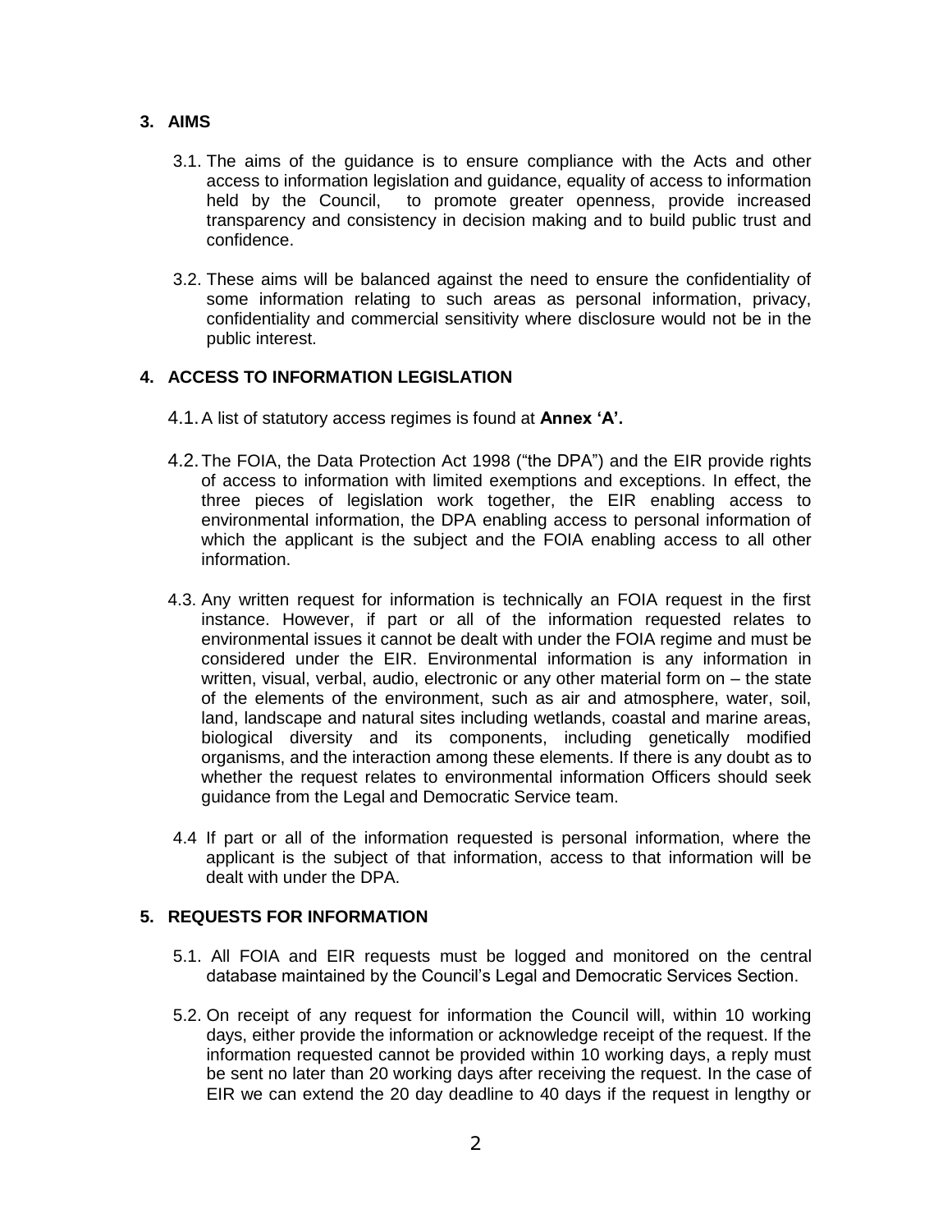## 3. AIMS

3.1. The aims of the guidance is to ensure compliance with the Acts and other access to information legislation and guidance, equality of access to information held by the Council, to promote greater openness, provide increased transparency and consistency in decision making and to build public trust and confidence.

3.2. These aims will be balanced against the need to ensure the confidentiality of some information relating to such areas as personal information, privacy, confidentiality and commercial sensitivity where disclosure would not be in the public interest.

## 4. ACCESS TO INFORMATION LEGISLATION

4.1. A list of statutory access regimes is found at **Annex 'A'.**

4.2. The FOIA, the Data Protection Act 1998 ("the DPA") and the EIR provide rights of access to information with limited exemptions and exceptions. In effect, the three pieces of legislation work together, the EIR enabling access to environmental information, the DPA enabling access to personal information of which the applicant is the subject and the FOIA enabling access to all other information.

4.3. Any written request for information is technically an FOIA request in the first instance. However, if part or all of the information requested relates to environmental issues it cannot be dealt with under the FOIA regime and must be considered under the EIR. Environmental information is any information in written, visual, verbal, audio, electronic or any other material form on – the state of the elements of the environment, such as air and atmosphere, water, soil, land, landscape and natural sites including wetlands, coastal and marine areas, biological diversity and its components, including genetically modified organisms, and the interaction among these elements. If there is any doubt as to whether the request relates to environmental information Officers should seek guidance from the Legal and Democratic Service team.

4.4 If part or all of the information requested is personal information, where the applicant is the subject of that information, access to that information will be dealt with under the DPA.

## 5. REQUESTS FOR INFORMATION

5.1. All FOIA and EIR requests must be logged and monitored on the central database maintained by the Council's Legal and Democratic Services Section.

5.2. On receipt of any request for information the Council will, within 10 working days, either provide the information or acknowledge receipt of the request. If the information requested cannot be provided within 10 working days, a reply must be sent no later than 20 working days after receiving the request. In the case of EIR we can extend the 20 day deadline to 40 days if the request in lengthy or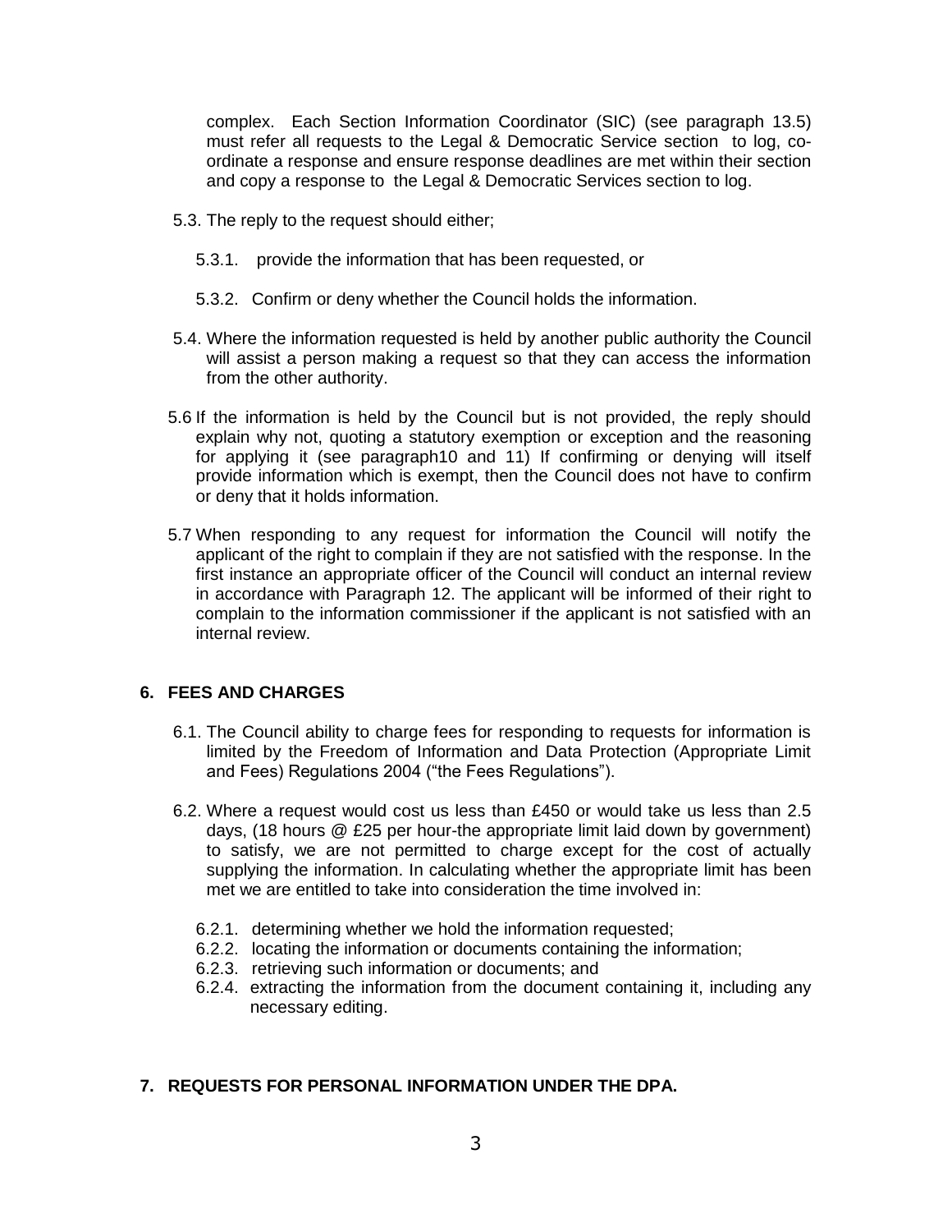complex. Each Section Information Coordinator (SIC) (see paragraph 13.5) must refer all requests to the Legal & Democratic Service section to log, co-ordinate a response and ensure response deadlines are met within their section and copy a response to the Legal & Democratic Services section to log.

5.3. The reply to the request should either;

5.3.1. provide the information that has been requested, or

5.3.2. Confirm or deny whether the Council holds the information.

5.4. Where the information requested is held by another public authority the Council will assist a person making a request so that they can access the information from the other authority.

5.6 If the information is held by the Council but is not provided, the reply should explain why not, quoting a statutory exemption or exception and the reasoning for applying it (see paragraph10 and 11) If confirming or denying will itself provide information which is exempt, then the Council does not have to confirm or deny that it holds information.

5.7 When responding to any request for information the Council will notify the applicant of the right to complain if they are not satisfied with the response. In the first instance an appropriate officer of the Council will conduct an internal review in accordance with Paragraph 12. The applicant will be informed of their right to complain to the information commissioner if the applicant is not satisfied with an internal review.

## 6. FEES AND CHARGES

6.1. The Council ability to charge fees for responding to requests for information is limited by the Freedom of Information and Data Protection (Appropriate Limit and Fees) Regulations 2004 ("the Fees Regulations").

6.2. Where a request would cost us less than £450 or would take us less than 2.5 days, (18 hours @ £25 per hour-the appropriate limit laid down by government) to satisfy, we are not permitted to charge except for the cost of actually supplying the information. In calculating whether the appropriate limit has been met we are entitled to take into consideration the time involved in:

6.2.1. determining whether we hold the information requested;
6.2.2. locating the information or documents containing the information;
6.2.3. retrieving such information or documents; and
6.2.4. extracting the information from the document containing it, including any necessary editing.

## 7. REQUESTS FOR PERSONAL INFORMATION UNDER THE DPA.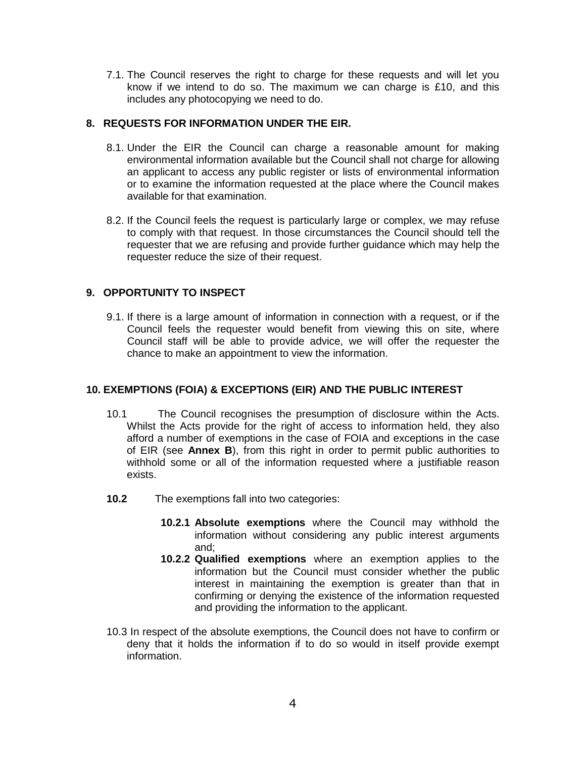7.1. The Council reserves the right to charge for these requests and will let you know if we intend to do so. The maximum we can charge is £10, and this includes any photocopying we need to do.

## 8. REQUESTS FOR INFORMATION UNDER THE EIR.

8.1. Under the EIR the Council can charge a reasonable amount for making environmental information available but the Council shall not charge for allowing an applicant to access any public register or lists of environmental information or to examine the information requested at the place where the Council makes available for that examination.

8.2. If the Council feels the request is particularly large or complex, we may refuse to comply with that request. In those circumstances the Council should tell the requester that we are refusing and provide further guidance which may help the requester reduce the size of their request.

## 9. OPPORTUNITY TO INSPECT

9.1. If there is a large amount of information in connection with a request, or if the Council feels the requester would benefit from viewing this on site, where Council staff will be able to provide advice, we will offer the requester the chance to make an appointment to view the information.

## 10. EXEMPTIONS (FOIA) & EXCEPTIONS (EIR) AND THE PUBLIC INTEREST

10.1 The Council recognises the presumption of disclosure within the Acts. Whilst the Acts provide for the right of access to information held, they also afford a number of exemptions in the case of FOIA and exceptions in the case of EIR (see **Annex B**), from this right in order to permit public authorities to withhold some or all of the information requested where a justifiable reason exists.

**10.2** The exemptions fall into two categories:

**10.2.1 Absolute exemptions** where the Council may withhold the information without considering any public interest arguments and;

**10.2.2 Qualified exemptions** where an exemption applies to the information but the Council must consider whether the public interest in maintaining the exemption is greater than that in confirming or denying the existence of the information requested and providing the information to the applicant.

10.3 In respect of the absolute exemptions, the Council does not have to confirm or deny that it holds the information if to do so would in itself provide exempt information.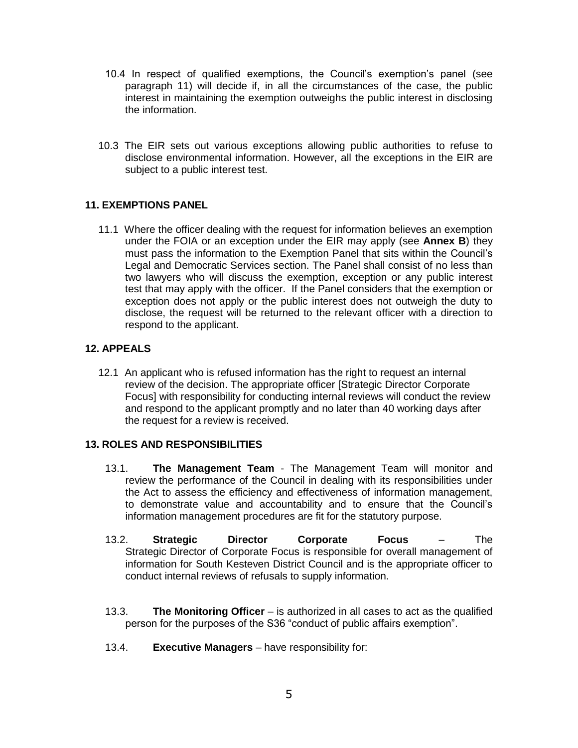10.4 In respect of qualified exemptions, the Council's exemption's panel (see paragraph 11) will decide if, in all the circumstances of the case, the public interest in maintaining the exemption outweighs the public interest in disclosing the information.

10.3 The EIR sets out various exceptions allowing public authorities to refuse to disclose environmental information. However, all the exceptions in the EIR are subject to a public interest test.

## 11. EXEMPTIONS PANEL

11.1 Where the officer dealing with the request for information believes an exemption under the FOIA or an exception under the EIR may apply (see **Annex B**) they must pass the information to the Exemption Panel that sits within the Council's Legal and Democratic Services section. The Panel shall consist of no less than two lawyers who will discuss the exemption, exception or any public interest test that may apply with the officer. If the Panel considers that the exemption or exception does not apply or the public interest does not outweigh the duty to disclose, the request will be returned to the relevant officer with a direction to respond to the applicant.

## 12. APPEALS

12.1 An applicant who is refused information has the right to request an internal review of the decision. The appropriate officer [Strategic Director Corporate Focus] with responsibility for conducting internal reviews will conduct the review and respond to the applicant promptly and no later than 40 working days after the request for a review is received.

## 13. ROLES AND RESPONSIBILITIES

13.1. **The Management Team** - The Management Team will monitor and review the performance of the Council in dealing with its responsibilities under the Act to assess the efficiency and effectiveness of information management, to demonstrate value and accountability and to ensure that the Council's information management procedures are fit for the statutory purpose.

13.2. **Strategic Director Corporate Focus** – The Strategic Director of Corporate Focus is responsible for overall management of information for South Kesteven District Council and is the appropriate officer to conduct internal reviews of refusals to supply information.

13.3. **The Monitoring Officer** – is authorized in all cases to act as the qualified person for the purposes of the S36 "conduct of public affairs exemption".

13.4. **Executive Managers** – have responsibility for: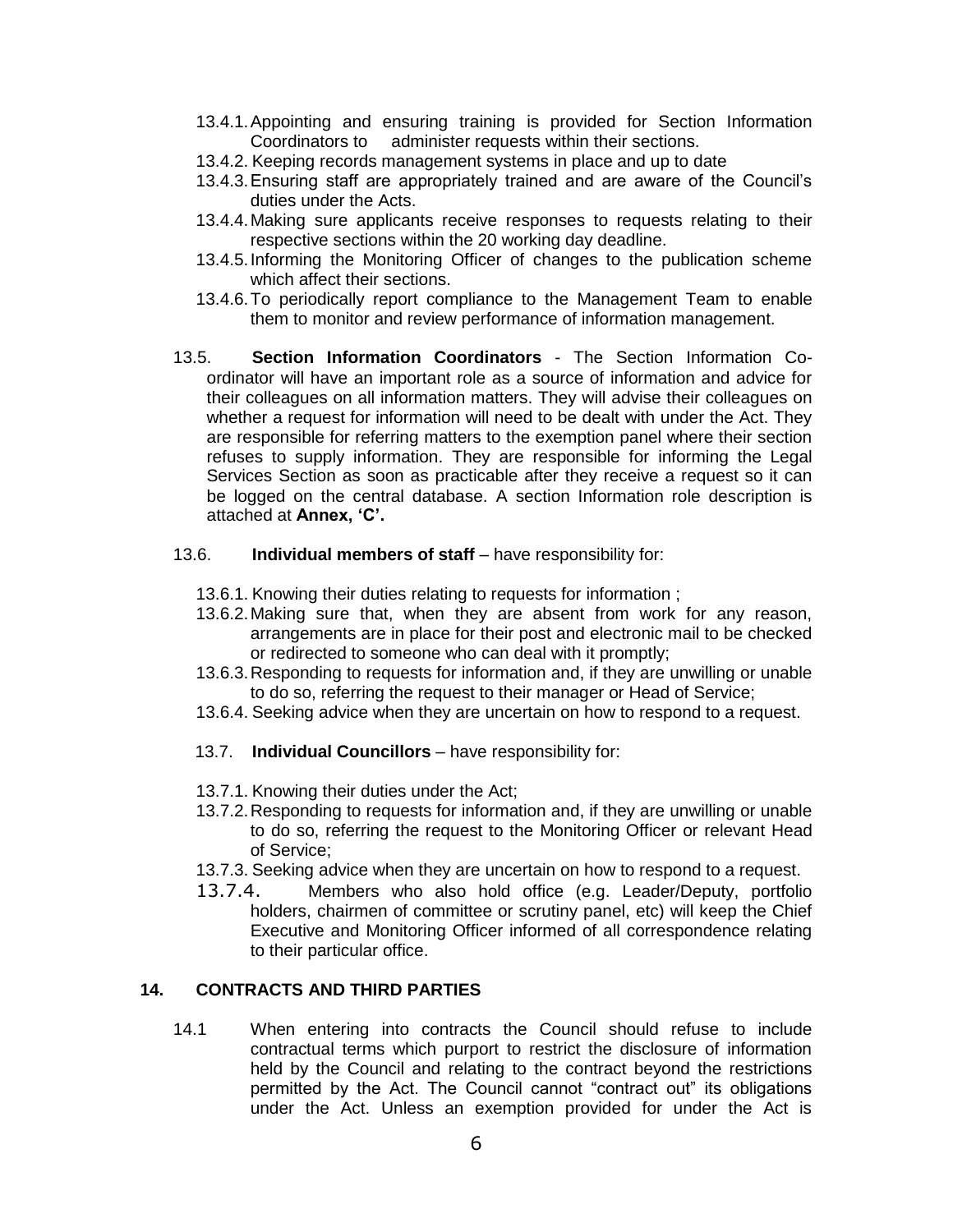13.4.1. Appointing and ensuring training is provided for Section Information Coordinators to administer requests within their sections.

13.4.2. Keeping records management systems in place and up to date

13.4.3. Ensuring staff are appropriately trained and are aware of the Council's duties under the Acts.

13.4.4. Making sure applicants receive responses to requests relating to their respective sections within the 20 working day deadline.

13.4.5. Informing the Monitoring Officer of changes to the publication scheme which affect their sections.

13.4.6. To periodically report compliance to the Management Team to enable them to monitor and review performance of information management.

13.5. **Section Information Coordinators** - The Section Information Co-ordinator will have an important role as a source of information and advice for their colleagues on all information matters. They will advise their colleagues on whether a request for information will need to be dealt with under the Act. They are responsible for referring matters to the exemption panel where their section refuses to supply information. They are responsible for informing the Legal Services Section as soon as practicable after they receive a request so it can be logged on the central database. A section Information role description is attached at **Annex, 'C'.**

13.6. **Individual members of staff** – have responsibility for:

13.6.1. Knowing their duties relating to requests for information ;

13.6.2. Making sure that, when they are absent from work for any reason, arrangements are in place for their post and electronic mail to be checked or redirected to someone who can deal with it promptly;

13.6.3. Responding to requests for information and, if they are unwilling or unable to do so, referring the request to their manager or Head of Service;

13.6.4. Seeking advice when they are uncertain on how to respond to a request.

13.7. **Individual Councillors** – have responsibility for:

13.7.1. Knowing their duties under the Act;

13.7.2. Responding to requests for information and, if they are unwilling or unable to do so, referring the request to the Monitoring Officer or relevant Head of Service;

13.7.3. Seeking advice when they are uncertain on how to respond to a request.

13.7.4. Members who also hold office (e.g. Leader/Deputy, portfolio holders, chairmen of committee or scrutiny panel, etc) will keep the Chief Executive and Monitoring Officer informed of all correspondence relating to their particular office.

## 14. CONTRACTS AND THIRD PARTIES

14.1 When entering into contracts the Council should refuse to include contractual terms which purport to restrict the disclosure of information held by the Council and relating to the contract beyond the restrictions permitted by the Act. The Council cannot "contract out" its obligations under the Act. Unless an exemption provided for under the Act is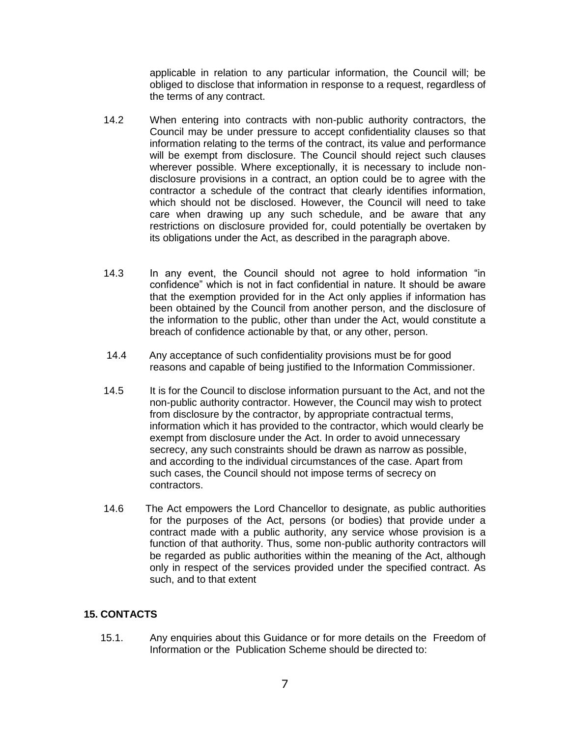applicable in relation to any particular information, the Council will; be obliged to disclose that information in response to a request, regardless of the terms of any contract.

14.2 When entering into contracts with non-public authority contractors, the Council may be under pressure to accept confidentiality clauses so that information relating to the terms of the contract, its value and performance will be exempt from disclosure. The Council should reject such clauses wherever possible. Where exceptionally, it is necessary to include non-disclosure provisions in a contract, an option could be to agree with the contractor a schedule of the contract that clearly identifies information, which should not be disclosed. However, the Council will need to take care when drawing up any such schedule, and be aware that any restrictions on disclosure provided for, could potentially be overtaken by its obligations under the Act, as described in the paragraph above.

14.3 In any event, the Council should not agree to hold information "in confidence" which is not in fact confidential in nature. It should be aware that the exemption provided for in the Act only applies if information has been obtained by the Council from another person, and the disclosure of the information to the public, other than under the Act, would constitute a breach of confidence actionable by that, or any other, person.

14.4 Any acceptance of such confidentiality provisions must be for good reasons and capable of being justified to the Information Commissioner.

14.5 It is for the Council to disclose information pursuant to the Act, and not the non-public authority contractor. However, the Council may wish to protect from disclosure by the contractor, by appropriate contractual terms, information which it has provided to the contractor, which would clearly be exempt from disclosure under the Act. In order to avoid unnecessary secrecy, any such constraints should be drawn as narrow as possible, and according to the individual circumstances of the case. Apart from such cases, the Council should not impose terms of secrecy on contractors.

14.6 The Act empowers the Lord Chancellor to designate, as public authorities for the purposes of the Act, persons (or bodies) that provide under a contract made with a public authority, any service whose provision is a function of that authority. Thus, some non-public authority contractors will be regarded as public authorities within the meaning of the Act, although only in respect of the services provided under the specified contract. As such, and to that extent

**15. CONTACTS**

15.1. Any enquiries about this Guidance or for more details on the Freedom of Information or the Publication Scheme should be directed to: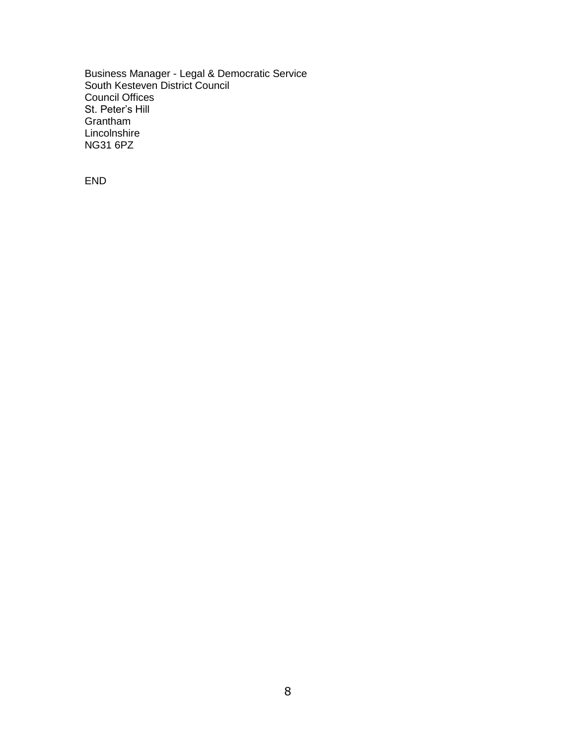Business Manager - Legal & Democratic Service
South Kesteven District Council
Council Offices
St. Peter's Hill
Grantham
Lincolnshire
NG31 6PZ

END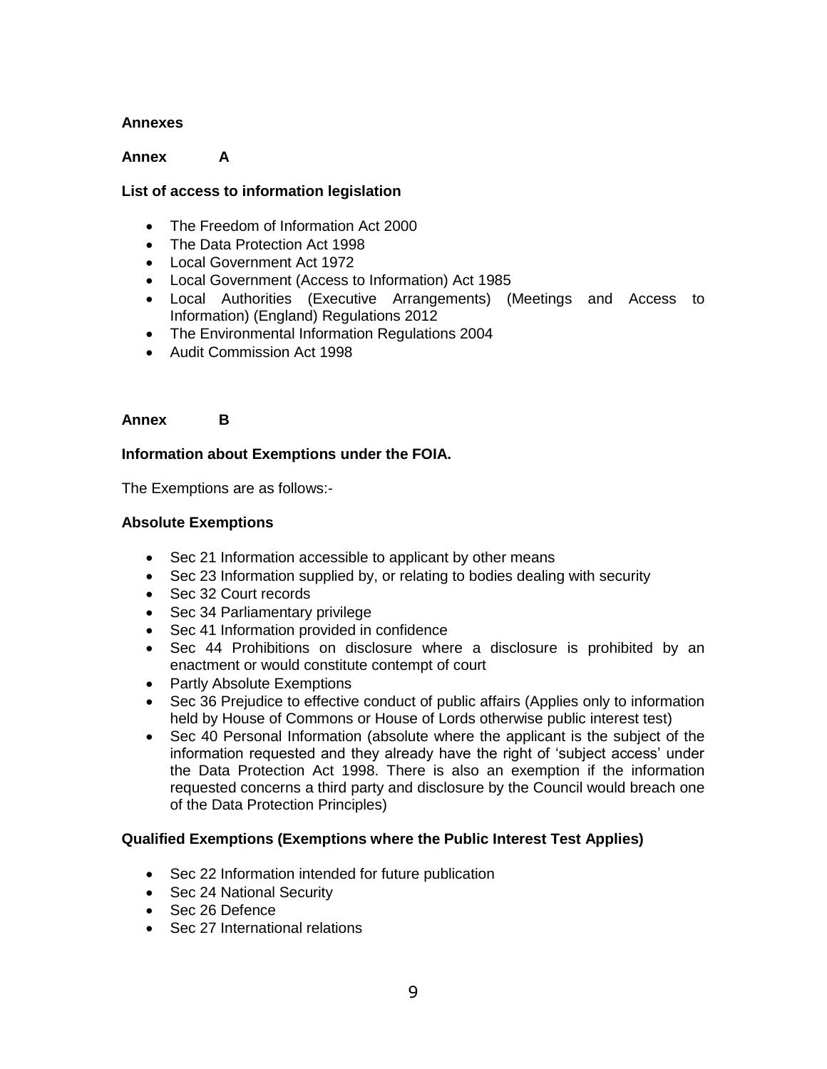**Annexes**

**Annex A**

**List of access to information legislation**

- The Freedom of Information Act 2000
- The Data Protection Act 1998
- Local Government Act 1972
- Local Government (Access to Information) Act 1985
- Local Authorities (Executive Arrangements) (Meetings and Access to Information) (England) Regulations 2012
- The Environmental Information Regulations 2004
- Audit Commission Act 1998

**Annex B**

**Information about Exemptions under the FOIA.**

The Exemptions are as follows:-

**Absolute Exemptions**

- Sec 21 Information accessible to applicant by other means
- Sec 23 Information supplied by, or relating to bodies dealing with security
- Sec 32 Court records
- Sec 34 Parliamentary privilege
- Sec 41 Information provided in confidence
- Sec 44 Prohibitions on disclosure where a disclosure is prohibited by an enactment or would constitute contempt of court
- Partly Absolute Exemptions
- Sec 36 Prejudice to effective conduct of public affairs (Applies only to information held by House of Commons or House of Lords otherwise public interest test)
- Sec 40 Personal Information (absolute where the applicant is the subject of the information requested and they already have the right of 'subject access' under the Data Protection Act 1998. There is also an exemption if the information requested concerns a third party and disclosure by the Council would breach one of the Data Protection Principles)

**Qualified Exemptions (Exemptions where the Public Interest Test Applies)**

- Sec 22 Information intended for future publication
- Sec 24 National Security
- Sec 26 Defence
- Sec 27 International relations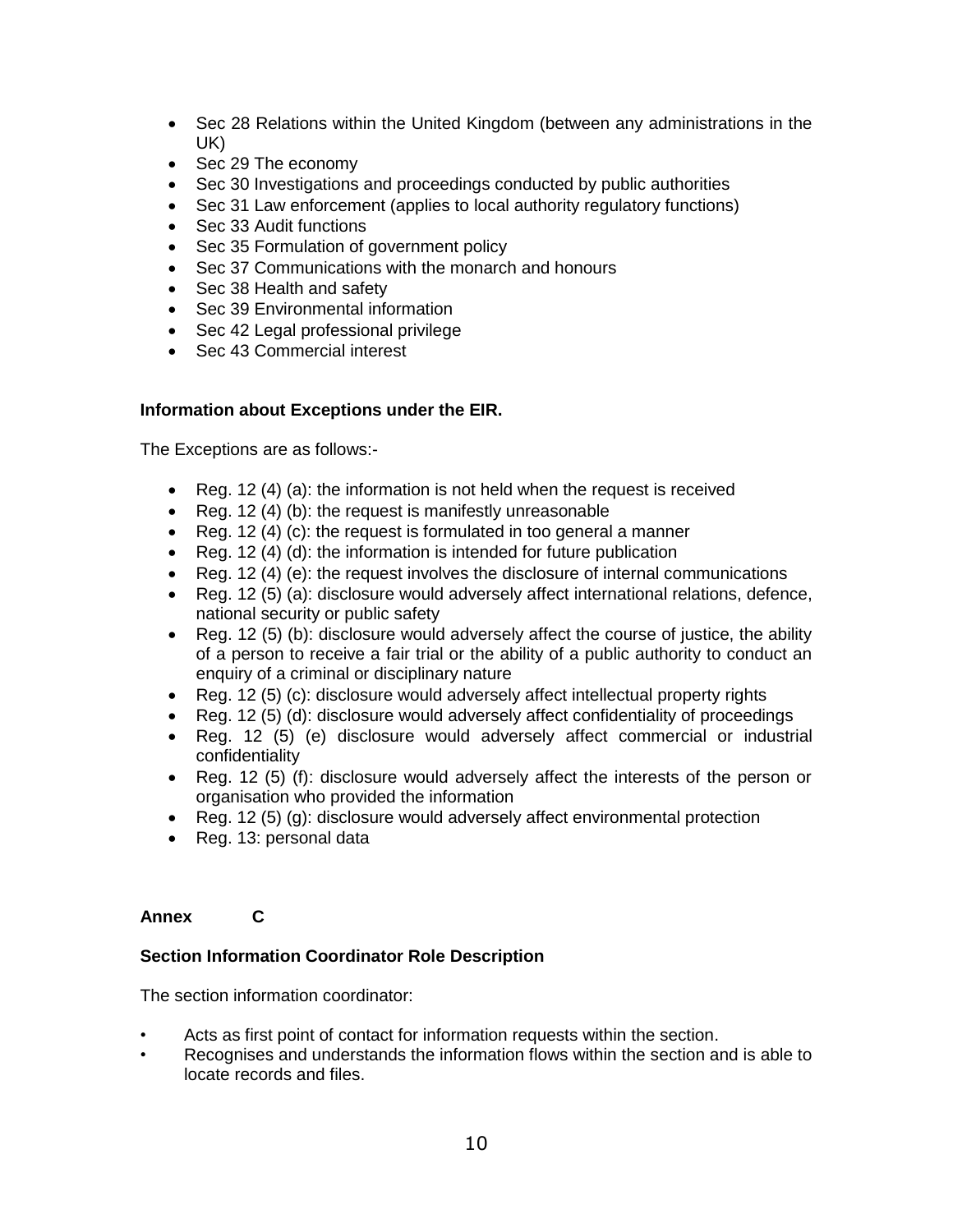- Sec 28 Relations within the United Kingdom (between any administrations in the UK)
- Sec 29 The economy
- Sec 30 Investigations and proceedings conducted by public authorities
- Sec 31 Law enforcement (applies to local authority regulatory functions)
- Sec 33 Audit functions
- Sec 35 Formulation of government policy
- Sec 37 Communications with the monarch and honours
- Sec 38 Health and safety
- Sec 39 Environmental information
- Sec 42 Legal professional privilege
- Sec 43 Commercial interest

**Information about Exceptions under the EIR.**

The Exceptions are as follows:-

- Reg. 12 (4) (a): the information is not held when the request is received
- Reg. 12 (4) (b): the request is manifestly unreasonable
- Reg. 12 (4) (c): the request is formulated in too general a manner
- Reg. 12 (4) (d): the information is intended for future publication
- Reg. 12 (4) (e): the request involves the disclosure of internal communications
- Reg. 12 (5) (a): disclosure would adversely affect international relations, defence, national security or public safety
- Reg. 12 (5) (b): disclosure would adversely affect the course of justice, the ability of a person to receive a fair trial or the ability of a public authority to conduct an enquiry of a criminal or disciplinary nature
- Reg. 12 (5) (c): disclosure would adversely affect intellectual property rights
- Reg. 12 (5) (d): disclosure would adversely affect confidentiality of proceedings
- Reg. 12 (5) (e) disclosure would adversely affect commercial or industrial confidentiality
- Reg. 12 (5) (f): disclosure would adversely affect the interests of the person or organisation who provided the information
- Reg. 12 (5) (g): disclosure would adversely affect environmental protection
- Reg. 13: personal data

## Annex C

**Section Information Coordinator Role Description**

The section information coordinator:

- Acts as first point of contact for information requests within the section.
- Recognises and understands the information flows within the section and is able to locate records and files.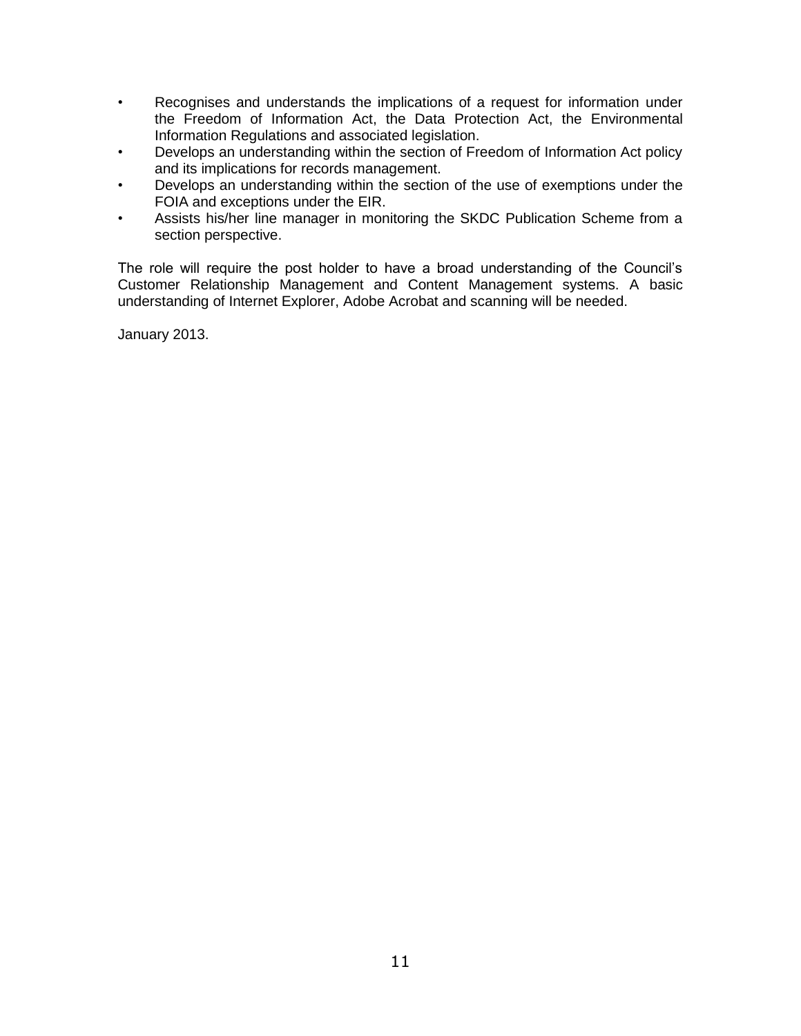- Recognises and understands the implications of a request for information under the Freedom of Information Act, the Data Protection Act, the Environmental Information Regulations and associated legislation.
- Develops an understanding within the section of Freedom of Information Act policy and its implications for records management.
- Develops an understanding within the section of the use of exemptions under the FOIA and exceptions under the EIR.
- Assists his/her line manager in monitoring the SKDC Publication Scheme from a section perspective.

The role will require the post holder to have a broad understanding of the Council's Customer Relationship Management and Content Management systems. A basic understanding of Internet Explorer, Adobe Acrobat and scanning will be needed.

January 2013.